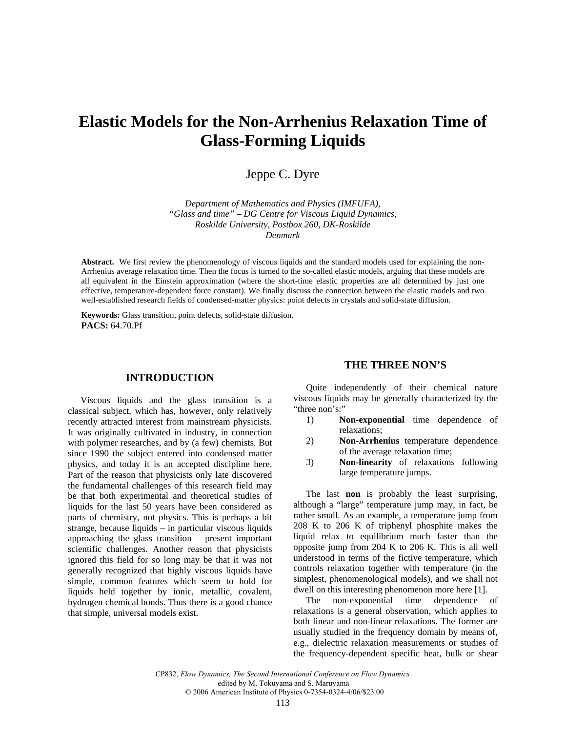# Elastic Models for the Non-Arrhenius Relaxation Time of Glass-Forming Liquids

Jeppe C. Dyre

*Department of Mathematics and Physics (IMFUFA),*
*"Glass and time" – DG Centre for Viscous Liquid Dynamics,*
*Roskilde University, Postbox 260, DK-Roskilde*
*Denmark*

**Abstract.** We first review the phenomenology of viscous liquids and the standard models used for explaining the non-Arrhenius average relaxation time. Then the focus is turned to the so-called elastic models, arguing that these models are all equivalent in the Einstein approximation (where the short-time elastic properties are all determined by just one effective, temperature-dependent force constant). We finally discuss the connection between the elastic models and two well-established research fields of condensed-matter physics: point defects in crystals and solid-state diffusion.

**Keywords:** Glass transition, point defects, solid-state diffusion.
**PACS:** 64.70.Pf

## INTRODUCTION

Viscous liquids and the glass transition is a classical subject, which has, however, only relatively recently attracted interest from mainstream physicists. It was originally cultivated in industry, in connection with polymer researches, and by (a few) chemists. But since 1990 the subject entered into condensed matter physics, and today it is an accepted discipline here. Part of the reason that physicists only late discovered the fundamental challenges of this research field may be that both experimental and theoretical studies of liquids for the last 50 years have been considered as parts of chemistry, not physics. This is perhaps a bit strange, because liquids – in particular viscous liquids approaching the glass transition – present important scientific challenges. Another reason that physicists ignored this field for so long may be that it was not generally recognized that highly viscous liquids have simple, common features which seem to hold for liquids held together by ionic, metallic, covalent, hydrogen chemical bonds. Thus there is a good chance that simple, universal models exist.

## THE THREE NON'S

Quite independently of their chemical nature viscous liquids may be generally characterized by the "three non's:"

1) **Non-exponential** time dependence of relaxations;
2) **Non-Arrhenius** temperature dependence of the average relaxation time;
3) **Non-linearity** of relaxations following large temperature jumps.

The last **non** is probably the least surprising, although a "large" temperature jump may, in fact, be rather small. As an example, a temperature jump from 208 K to 206 K of triphenyl phosphite makes the liquid relax to equilibrium much faster than the opposite jump from 204 K to 206 K. This is all well understood in terms of the fictive temperature, which controls relaxation together with temperature (in the simplest, phenomenological models), and we shall not dwell on this interesting phenomenon more here [1].

The non-exponential time dependence of relaxations is a general observation, which applies to both linear and non-linear relaxations. The former are usually studied in the frequency domain by means of, e.g., dielectric relaxation measurements or studies of the frequency-dependent specific heat, bulk or shear

CP832, *Flow Dynamics, The Second International Conference on Flow Dynamics*
edited by M. Tokuyama and S. Maruyama
© 2006 American Institute of Physics 0-7354-0324-4/06/$23.00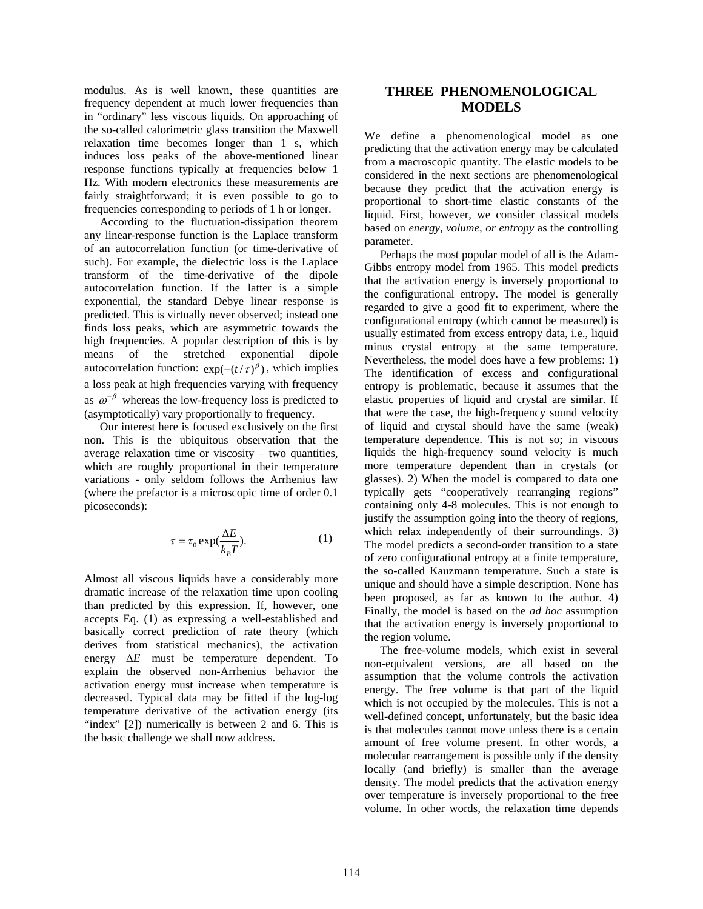modulus. As is well known, these quantities are frequency dependent at much lower frequencies than in "ordinary" less viscous liquids. On approaching of the so-called calorimetric glass transition the Maxwell relaxation time becomes longer than 1 s, which induces loss peaks of the above-mentioned linear response functions typically at frequencies below 1 Hz. With modern electronics these measurements are fairly straightforward; it is even possible to go to frequencies corresponding to periods of 1 h or longer.

According to the fluctuation-dissipation theorem any linear-response function is the Laplace transform of an autocorrelation function (or time-derivative of such). For example, the dielectric loss is the Laplace transform of the time-derivative of the dipole autocorrelation function. If the latter is a simple exponential, the standard Debye linear response is predicted. This is virtually never observed; instead one finds loss peaks, which are asymmetric towards the high frequencies. A popular description of this is by means of the stretched exponential dipole autocorrelation function: $\exp(-(t/\tau)^{\beta})$, which implies a loss peak at high frequencies varying with frequency as $\omega^{-\beta}$ whereas the low-frequency loss is predicted to (asymptotically) vary proportionally to frequency.

Our interest here is focused exclusively on the first non. This is the ubiquitous observation that the average relaxation time or viscosity – two quantities, which are roughly proportional in their temperature variations - only seldom follows the Arrhenius law (where the prefactor is a microscopic time of order 0.1 picoseconds):

$$\tau = \tau_0 \exp(\frac{\Delta E}{k_B T}). \qquad (1)$$

Almost all viscous liquids have a considerably more dramatic increase of the relaxation time upon cooling than predicted by this expression. If, however, one accepts Eq. (1) as expressing a well-established and basically correct prediction of rate theory (which derives from statistical mechanics), the activation energy $\Delta E$ must be temperature dependent. To explain the observed non-Arrhenius behavior the activation energy must increase when temperature is decreased. Typical data may be fitted if the log-log temperature derivative of the activation energy (its "index" [2]) numerically is between 2 and 6. This is the basic challenge we shall now address.

## THREE PHENOMENOLOGICAL MODELS

We define a phenomenological model as one predicting that the activation energy may be calculated from a macroscopic quantity. The elastic models to be considered in the next sections are phenomenological because they predict that the activation energy is proportional to short-time elastic constants of the liquid. First, however, we consider classical models based on *energy, volume, or entropy* as the controlling parameter.

Perhaps the most popular model of all is the Adam-Gibbs entropy model from 1965. This model predicts that the activation energy is inversely proportional to the configurational entropy. The model is generally regarded to give a good fit to experiment, where the configurational entropy (which cannot be measured) is usually estimated from excess entropy data, i.e., liquid minus crystal entropy at the same temperature. Nevertheless, the model does have a few problems: 1) The identification of excess and configurational entropy is problematic, because it assumes that the elastic properties of liquid and crystal are similar. If that were the case, the high-frequency sound velocity of liquid and crystal should have the same (weak) temperature dependence. This is not so; in viscous liquids the high-frequency sound velocity is much more temperature dependent than in crystals (or glasses). 2) When the model is compared to data one typically gets "cooperatively rearranging regions" containing only 4-8 molecules. This is not enough to justify the assumption going into the theory of regions, which relax independently of their surroundings. 3) The model predicts a second-order transition to a state of zero configurational entropy at a finite temperature, the so-called Kauzmann temperature. Such a state is unique and should have a simple description. None has been proposed, as far as known to the author. 4) Finally, the model is based on the *ad hoc* assumption that the activation energy is inversely proportional to the region volume.

The free-volume models, which exist in several non-equivalent versions, are all based on the assumption that the volume controls the activation energy. The free volume is that part of the liquid which is not occupied by the molecules. This is not a well-defined concept, unfortunately, but the basic idea is that molecules cannot move unless there is a certain amount of free volume present. In other words, a molecular rearrangement is possible only if the density locally (and briefly) is smaller than the average density. The model predicts that the activation energy over temperature is inversely proportional to the free volume. In other words, the relaxation time depends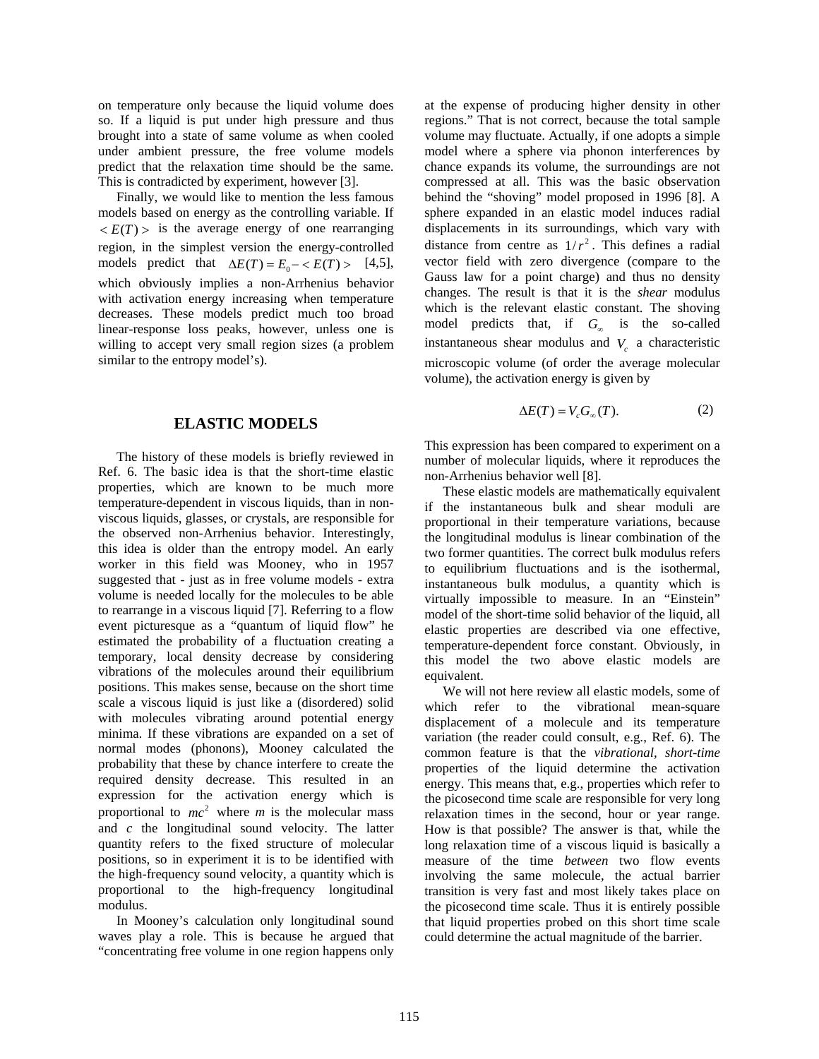on temperature only because the liquid volume does so. If a liquid is put under high pressure and thus brought into a state of same volume as when cooled under ambient pressure, the free volume models predict that the relaxation time should be the same. This is contradicted by experiment, however [3].

Finally, we would like to mention the less famous models based on energy as the controlling variable. If $<E(T)>$ is the average energy of one rearranging region, in the simplest version the energy-controlled models predict that $\Delta E(T) = E_0 - <E(T)>$ [4,5], which obviously implies a non-Arrhenius behavior with activation energy increasing when temperature decreases. These models predict much too broad linear-response loss peaks, however, unless one is willing to accept very small region sizes (a problem similar to the entropy model's).

## ELASTIC MODELS

The history of these models is briefly reviewed in Ref. 6. The basic idea is that the short-time elastic properties, which are known to be much more temperature-dependent in viscous liquids, than in non-viscous liquids, glasses, or crystals, are responsible for the observed non-Arrhenius behavior. Interestingly, this idea is older than the entropy model. An early worker in this field was Mooney, who in 1957 suggested that - just as in free volume models - extra volume is needed locally for the molecules to be able to rearrange in a viscous liquid [7]. Referring to a flow event picturesque as a "quantum of liquid flow" he estimated the probability of a fluctuation creating a temporary, local density decrease by considering vibrations of the molecules around their equilibrium positions. This makes sense, because on the short time scale a viscous liquid is just like a (disordered) solid with molecules vibrating around potential energy minima. If these vibrations are expanded on a set of normal modes (phonons), Mooney calculated the probability that these by chance interfere to create the required density decrease. This resulted in an expression for the activation energy which is proportional to $mc^2$ where $m$ is the molecular mass and $c$ the longitudinal sound velocity. The latter quantity refers to the fixed structure of molecular positions, so in experiment it is to be identified with the high-frequency sound velocity, a quantity which is proportional to the high-frequency longitudinal modulus.

In Mooney's calculation only longitudinal sound waves play a role. This is because he argued that "concentrating free volume in one region happens only at the expense of producing higher density in other regions." That is not correct, because the total sample volume may fluctuate. Actually, if one adopts a simple model where a sphere via phonon interferences by chance expands its volume, the surroundings are not compressed at all. This was the basic observation behind the "shoving" model proposed in 1996 [8]. A sphere expanded in an elastic model induces radial displacements in its surroundings, which vary with distance from centre as $1/r^2$. This defines a radial vector field with zero divergence (compare to the Gauss law for a point charge) and thus no density changes. The result is that it is the *shear* modulus which is the relevant elastic constant. The shoving model predicts that, if $G_\infty$ is the so-called instantaneous shear modulus and $V_c$ a characteristic microscopic volume (of order the average molecular volume), the activation energy is given by

$$\Delta E(T) = V_c G_\infty(T). \tag{2}$$

This expression has been compared to experiment on a number of molecular liquids, where it reproduces the non-Arrhenius behavior well [8].

These elastic models are mathematically equivalent if the instantaneous bulk and shear moduli are proportional in their temperature variations, because the longitudinal modulus is linear combination of the two former quantities. The correct bulk modulus refers to equilibrium fluctuations and is the isothermal, instantaneous bulk modulus, a quantity which is virtually impossible to measure. In an "Einstein" model of the short-time solid behavior of the liquid, all elastic properties are described via one effective, temperature-dependent force constant. Obviously, in this model the two above elastic models are equivalent.

We will not here review all elastic models, some of which refer to the vibrational mean-square displacement of a molecule and its temperature variation (the reader could consult, e.g., Ref. 6). The common feature is that the *vibrational, short-time* properties of the liquid determine the activation energy. This means that, e.g., properties which refer to the picosecond time scale are responsible for very long relaxation times in the second, hour or year range. How is that possible? The answer is that, while the long relaxation time of a viscous liquid is basically a measure of the time *between* two flow events involving the same molecule, the actual barrier transition is very fast and most likely takes place on the picosecond time scale. Thus it is entirely possible that liquid properties probed on this short time scale could determine the actual magnitude of the barrier.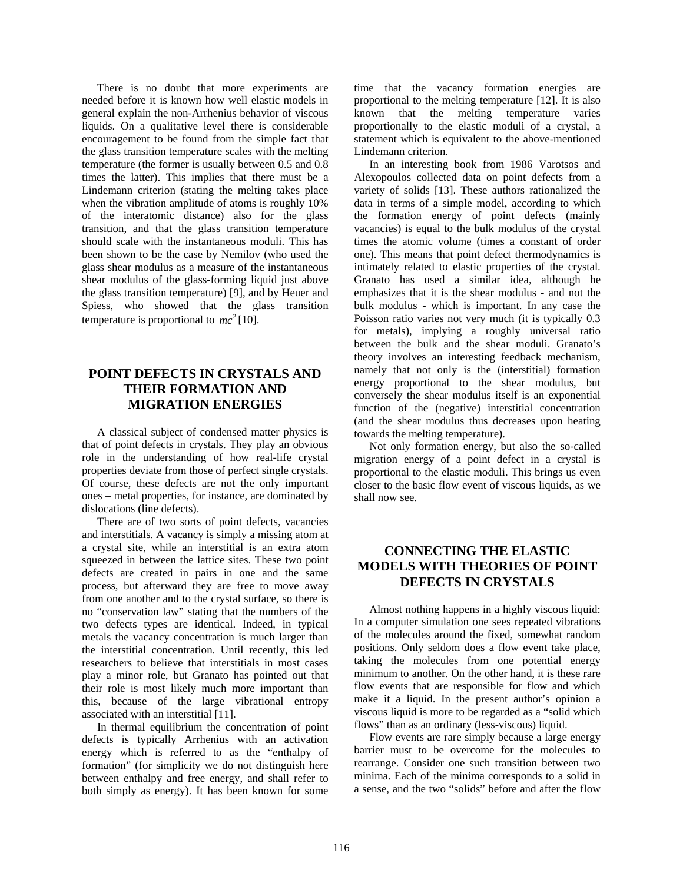There is no doubt that more experiments are needed before it is known how well elastic models in general explain the non-Arrhenius behavior of viscous liquids. On a qualitative level there is considerable encouragement to be found from the simple fact that the glass transition temperature scales with the melting temperature (the former is usually between 0.5 and 0.8 times the latter). This implies that there must be a Lindemann criterion (stating the melting takes place when the vibration amplitude of atoms is roughly 10% of the interatomic distance) also for the glass transition, and that the glass transition temperature should scale with the instantaneous moduli. This has been shown to be the case by Nemilov (who used the glass shear modulus as a measure of the instantaneous shear modulus of the glass-forming liquid just above the glass transition temperature) [9], and by Heuer and Spiess, who showed that the glass transition temperature is proportional to $mc^2$ [10].

## POINT DEFECTS IN CRYSTALS AND THEIR FORMATION AND MIGRATION ENERGIES

A classical subject of condensed matter physics is that of point defects in crystals. They play an obvious role in the understanding of how real-life crystal properties deviate from those of perfect single crystals. Of course, these defects are not the only important ones – metal properties, for instance, are dominated by dislocations (line defects).

There are of two sorts of point defects, vacancies and interstitials. A vacancy is simply a missing atom at a crystal site, while an interstitial is an extra atom squeezed in between the lattice sites. These two point defects are created in pairs in one and the same process, but afterward they are free to move away from one another and to the crystal surface, so there is no "conservation law" stating that the numbers of the two defects types are identical. Indeed, in typical metals the vacancy concentration is much larger than the interstitial concentration. Until recently, this led researchers to believe that interstitials in most cases play a minor role, but Granato has pointed out that their role is most likely much more important than this, because of the large vibrational entropy associated with an interstitial [11].

In thermal equilibrium the concentration of point defects is typically Arrhenius with an activation energy which is referred to as the "enthalpy of formation" (for simplicity we do not distinguish here between enthalpy and free energy, and shall refer to both simply as energy). It has been known for some time that the vacancy formation energies are proportional to the melting temperature [12]. It is also known that the melting temperature varies proportionally to the elastic moduli of a crystal, a statement which is equivalent to the above-mentioned Lindemann criterion.

In an interesting book from 1986 Varotsos and Alexopoulos collected data on point defects from a variety of solids [13]. These authors rationalized the data in terms of a simple model, according to which the formation energy of point defects (mainly vacancies) is equal to the bulk modulus of the crystal times the atomic volume (times a constant of order one). This means that point defect thermodynamics is intimately related to elastic properties of the crystal. Granato has used a similar idea, although he emphasizes that it is the shear modulus - and not the bulk modulus - which is important. In any case the Poisson ratio varies not very much (it is typically 0.3 for metals), implying a roughly universal ratio between the bulk and the shear moduli. Granato's theory involves an interesting feedback mechanism, namely that not only is the (interstitial) formation energy proportional to the shear modulus, but conversely the shear modulus itself is an exponential function of the (negative) interstitial concentration (and the shear modulus thus decreases upon heating towards the melting temperature).

Not only formation energy, but also the so-called migration energy of a point defect in a crystal is proportional to the elastic moduli. This brings us even closer to the basic flow event of viscous liquids, as we shall now see.

## CONNECTING THE ELASTIC MODELS WITH THEORIES OF POINT DEFECTS IN CRYSTALS

Almost nothing happens in a highly viscous liquid: In a computer simulation one sees repeated vibrations of the molecules around the fixed, somewhat random positions. Only seldom does a flow event take place, taking the molecules from one potential energy minimum to another. On the other hand, it is these rare flow events that are responsible for flow and which make it a liquid. In the present author's opinion a viscous liquid is more to be regarded as a "solid which flows" than as an ordinary (less-viscous) liquid.

Flow events are rare simply because a large energy barrier must to be overcome for the molecules to rearrange. Consider one such transition between two minima. Each of the minima corresponds to a solid in a sense, and the two "solids" before and after the flow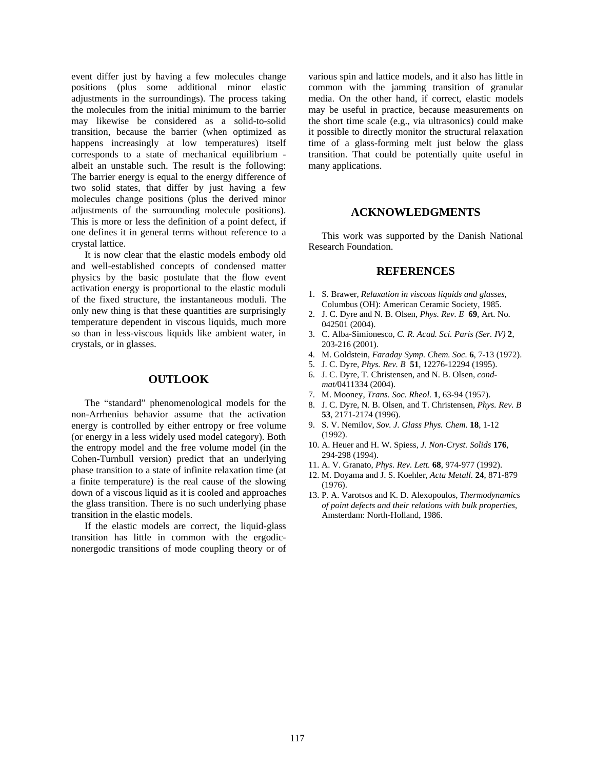event differ just by having a few molecules change positions (plus some additional minor elastic adjustments in the surroundings). The process taking the molecules from the initial minimum to the barrier may likewise be considered as a solid-to-solid transition, because the barrier (when optimized as happens increasingly at low temperatures) itself corresponds to a state of mechanical equilibrium - albeit an unstable such. The result is the following: The barrier energy is equal to the energy difference of two solid states, that differ by just having a few molecules change positions (plus the derived minor adjustments of the surrounding molecule positions). This is more or less the definition of a point defect, if one defines it in general terms without reference to a crystal lattice.

It is now clear that the elastic models embody old and well-established concepts of condensed matter physics by the basic postulate that the flow event activation energy is proportional to the elastic moduli of the fixed structure, the instantaneous moduli. The only new thing is that these quantities are surprisingly temperature dependent in viscous liquids, much more so than in less-viscous liquids like ambient water, in crystals, or in glasses.

## OUTLOOK

The "standard" phenomenological models for the non-Arrhenius behavior assume that the activation energy is controlled by either entropy or free volume (or energy in a less widely used model category). Both the entropy model and the free volume model (in the Cohen-Turnbull version) predict that an underlying phase transition to a state of infinite relaxation time (at a finite temperature) is the real cause of the slowing down of a viscous liquid as it is cooled and approaches the glass transition. There is no such underlying phase transition in the elastic models.

If the elastic models are correct, the liquid-glass transition has little in common with the ergodic-nonergodic transitions of mode coupling theory or of various spin and lattice models, and it also has little in common with the jamming transition of granular media. On the other hand, if correct, elastic models may be useful in practice, because measurements on the short time scale (e.g., via ultrasonics) could make it possible to directly monitor the structural relaxation time of a glass-forming melt just below the glass transition. That could be potentially quite useful in many applications.

## ACKNOWLEDGMENTS

This work was supported by the Danish National Research Foundation.

## REFERENCES

1. S. Brawer, *Relaxation in viscous liquids and glasses*, Columbus (OH): American Ceramic Society, 1985.
2. J. C. Dyre and N. B. Olsen, *Phys. Rev. E* **69**, Art. No. 042501 (2004).
3. C. Alba-Simionesco, *C. R. Acad. Sci. Paris (Ser. IV)* **2**, 203-216 (2001).
4. M. Goldstein, *Faraday Symp. Chem. Soc.* **6**, 7-13 (1972).
5. J. C. Dyre, *Phys. Rev. B* **51**, 12276-12294 (1995).
6. J. C. Dyre, T. Christensen, and N. B. Olsen, *cond-mat/*0411334 (2004).
7. M. Mooney, *Trans. Soc. Rheol.* **1**, 63-94 (1957).
8. J. C. Dyre, N. B. Olsen, and T. Christensen, *Phys. Rev. B* **53**, 2171-2174 (1996).
9. S. V. Nemilov, *Sov. J. Glass Phys. Chem.* **18**, 1-12 (1992).
10. A. Heuer and H. W. Spiess, *J. Non-Cryst. Solids* **176**, 294-298 (1994).
11. A. V. Granato, *Phys. Rev. Lett.* **68**, 974-977 (1992).
12. M. Doyama and J. S. Koehler, *Acta Metall.* **24**, 871-879 (1976).
13. P. A. Varotsos and K. D. Alexopoulos, *Thermodynamics of point defects and their relations with bulk properties*, Amsterdam: North-Holland, 1986.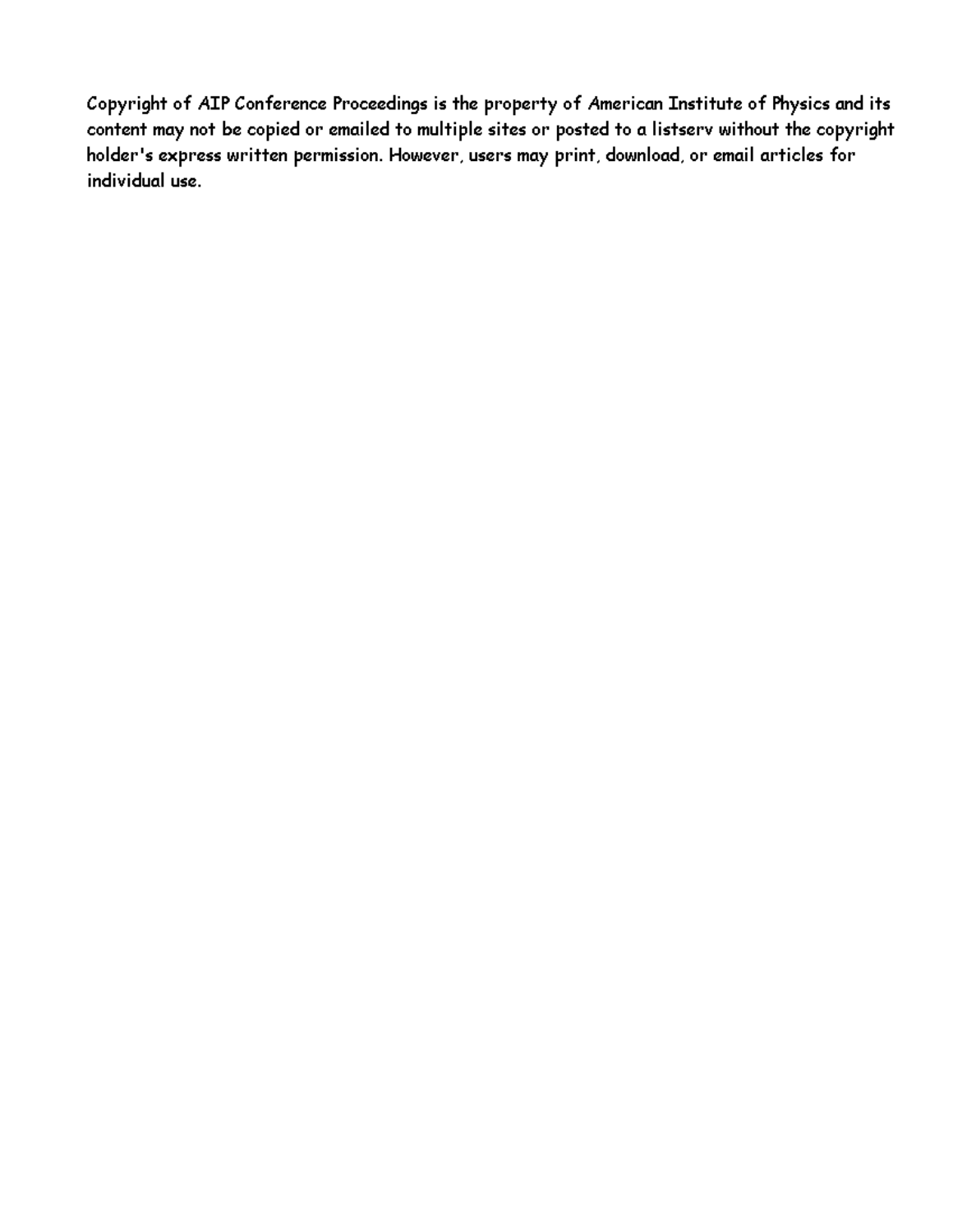Copyright of AIP Conference Proceedings is the property of American Institute of Physics and its content may not be copied or emailed to multiple sites or posted to a listserv without the copyright holder's express written permission. However, users may print, download, or email articles for individual use.